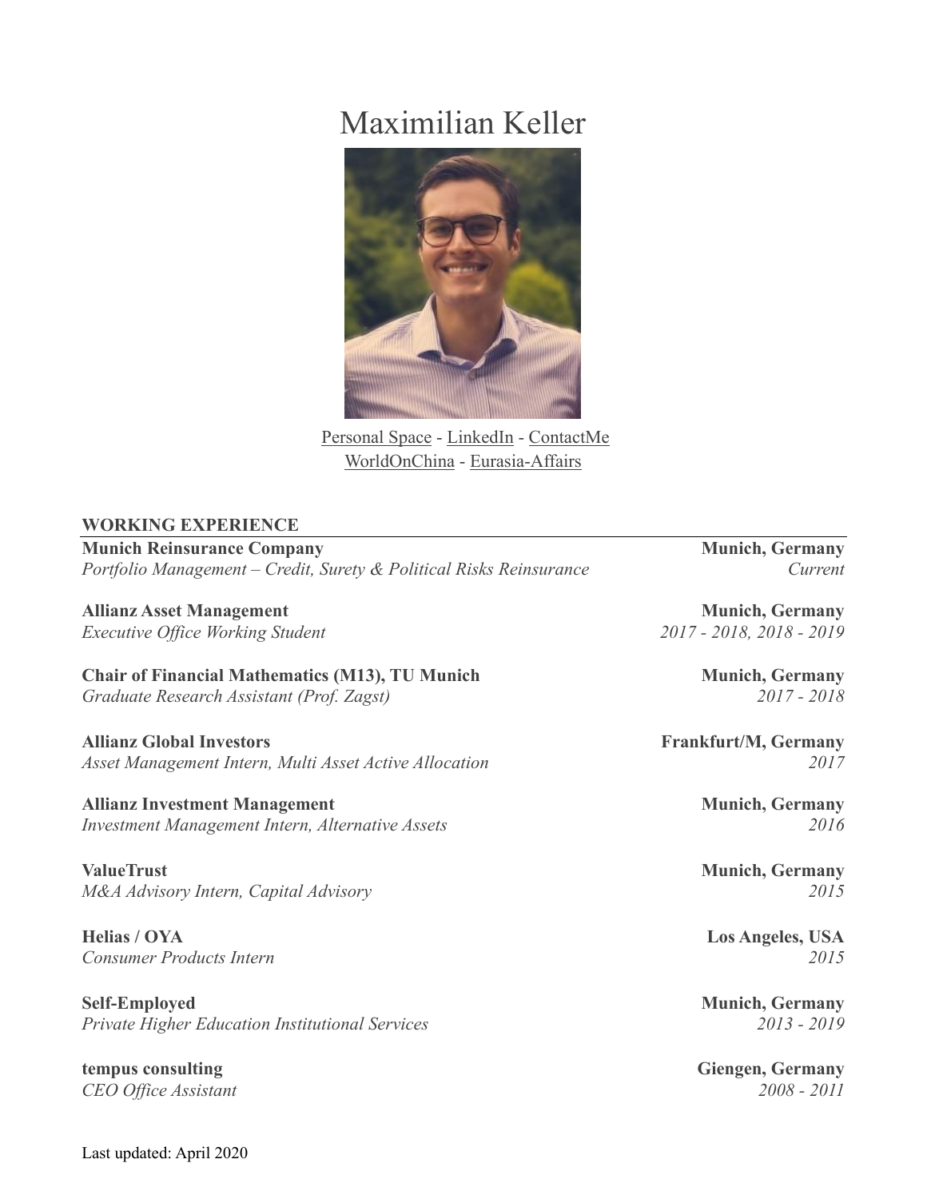# Maximilian Keller

Personal Space - LinkedIn - ContactMe
WorldOnChina - Eurasia-Affairs

## WORKING EXPERIENCE

**Munich Reinsurance Company** — **Munich, Germany**
*Portfolio Management – Credit, Surety & Political Risks Reinsurance* — *Current*

**Allianz Asset Management** — **Munich, Germany**
*Executive Office Working Student* — *2017 - 2018, 2018 - 2019*

**Chair of Financial Mathematics (M13), TU Munich** — **Munich, Germany**
*Graduate Research Assistant (Prof. Zagst)* — *2017 - 2018*

**Allianz Global Investors** — **Frankfurt/M, Germany**
*Asset Management Intern, Multi Asset Active Allocation* — *2017*

**Allianz Investment Management** — **Munich, Germany**
*Investment Management Intern, Alternative Assets* — *2016*

**ValueTrust** — **Munich, Germany**
*M&A Advisory Intern, Capital Advisory* — *2015*

**Helias / OYA** — **Los Angeles, USA**
*Consumer Products Intern* — *2015*

**Self-Employed** — **Munich, Germany**
*Private Higher Education Institutional Services* — *2013 - 2019*

**tempus consulting** — **Giengen, Germany**
*CEO Office Assistant* — *2008 - 2011*

Last updated: April 2020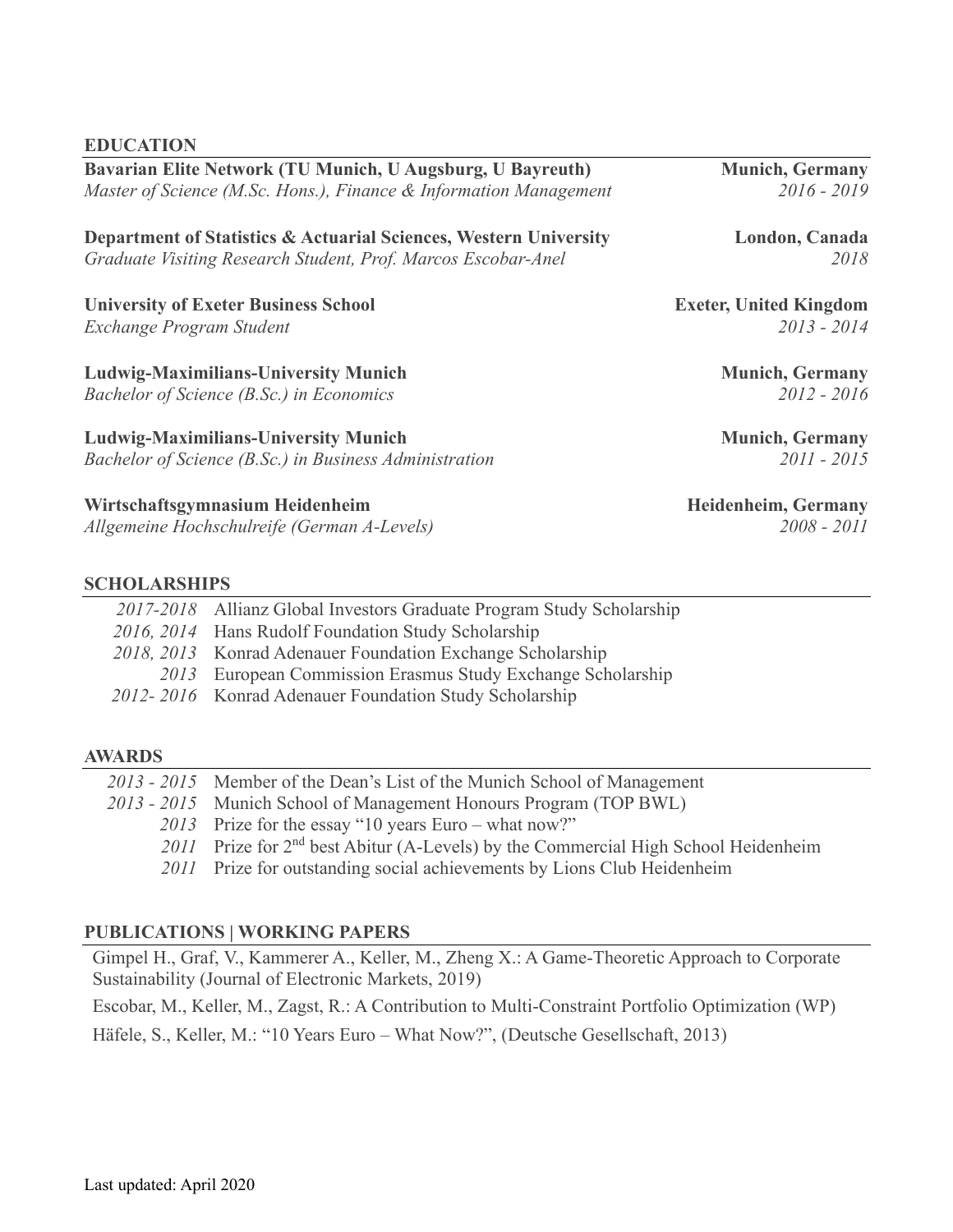## EDUCATION

**Bavarian Elite Network (TU Munich, U Augsburg, U Bayreuth)** — **Munich, Germany**
*Master of Science (M.Sc. Hons.), Finance & Information Management* — *2016 - 2019*

**Department of Statistics & Actuarial Sciences, Western University** — **London, Canada**
*Graduate Visiting Research Student, Prof. Marcos Escobar-Anel* — *2018*

**University of Exeter Business School** — **Exeter, United Kingdom**
*Exchange Program Student* — *2013 - 2014*

**Ludwig-Maximilians-University Munich** — **Munich, Germany**
*Bachelor of Science (B.Sc.) in Economics* — *2012 - 2016*

**Ludwig-Maximilians-University Munich** — **Munich, Germany**
*Bachelor of Science (B.Sc.) in Business Administration* — *2011 - 2015*

**Wirtschaftsgymnasium Heidenheim** — **Heidenheim, Germany**
*Allgemeine Hochschulreife (German A-Levels)* — *2008 - 2011*

## SCHOLARSHIPS

- *2017-2018* Allianz Global Investors Graduate Program Study Scholarship
- *2016, 2014* Hans Rudolf Foundation Study Scholarship
- *2018, 2013* Konrad Adenauer Foundation Exchange Scholarship
- *2013* European Commission Erasmus Study Exchange Scholarship
- *2012- 2016* Konrad Adenauer Foundation Study Scholarship

## AWARDS

- *2013 - 2015* Member of the Dean's List of the Munich School of Management
- *2013 - 2015* Munich School of Management Honours Program (TOP BWL)
- *2013* Prize for the essay "10 years Euro – what now?"
- *2011* Prize for 2nd best Abitur (A-Levels) by the Commercial High School Heidenheim
- *2011* Prize for outstanding social achievements by Lions Club Heidenheim

## PUBLICATIONS | WORKING PAPERS

Gimpel H., Graf, V., Kammerer A., Keller, M., Zheng X.: A Game-Theoretic Approach to Corporate Sustainability (Journal of Electronic Markets, 2019)

Escobar, M., Keller, M., Zagst, R.: A Contribution to Multi-Constraint Portfolio Optimization (WP)

Häfele, S., Keller, M.: "10 Years Euro – What Now?", (Deutsche Gesellschaft, 2013)

Last updated: April 2020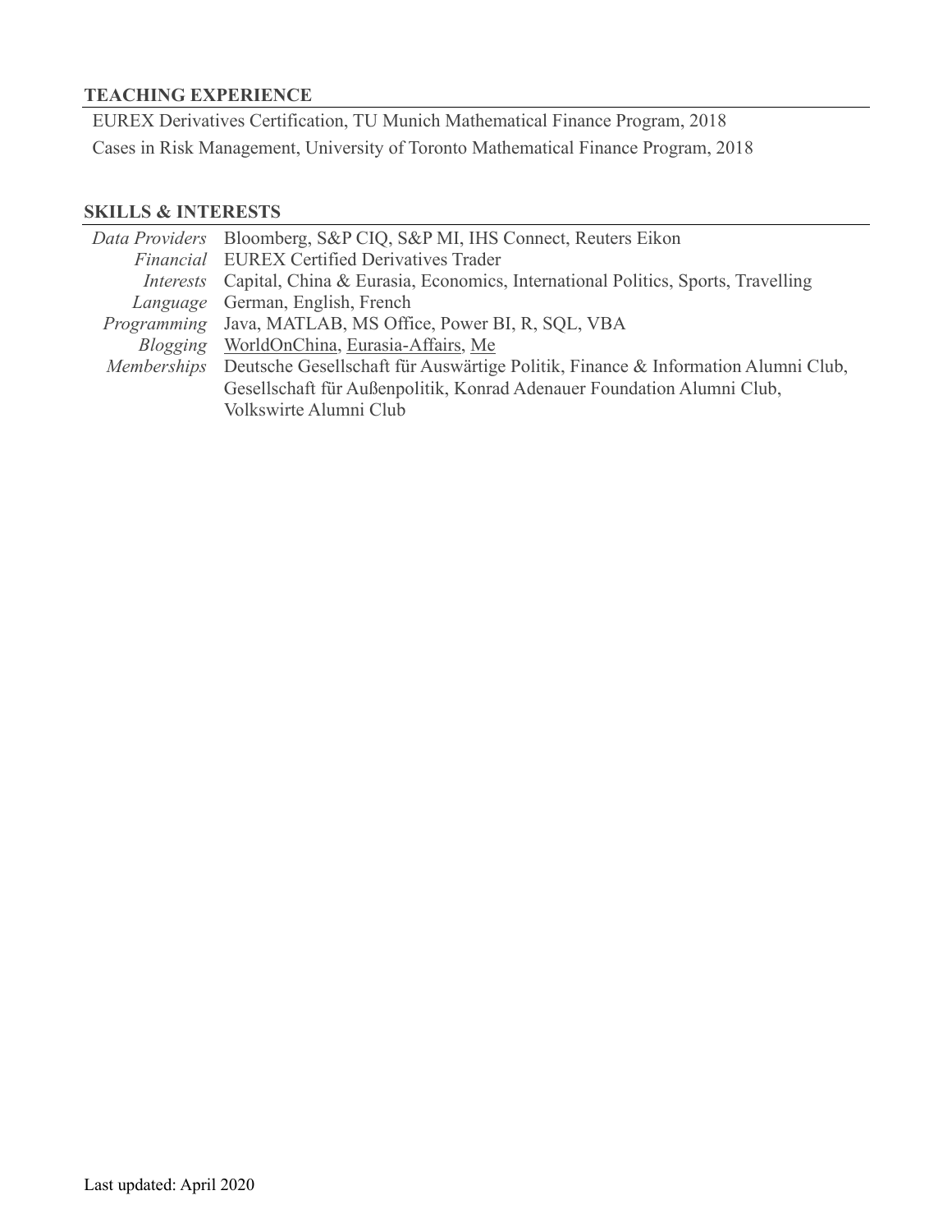## TEACHING EXPERIENCE

EUREX Derivatives Certification, TU Munich Mathematical Finance Program, 2018

Cases in Risk Management, University of Toronto Mathematical Finance Program, 2018

## SKILLS & INTERESTS

| | |
|---|---|
| *Data Providers* | Bloomberg, S&P CIQ, S&P MI, IHS Connect, Reuters Eikon |
| *Financial* | EUREX Certified Derivatives Trader |
| *Interests* | Capital, China & Eurasia, Economics, International Politics, Sports, Travelling |
| *Language* | German, English, French |
| *Programming* | Java, MATLAB, MS Office, Power BI, R, SQL, VBA |
| *Blogging* | WorldOnChina, Eurasia-Affairs, Me |
| *Memberships* | Deutsche Gesellschaft für Auswärtige Politik, Finance & Information Alumni Club, Gesellschaft für Außenpolitik, Konrad Adenauer Foundation Alumni Club, Volkswirte Alumni Club |

Last updated: April 2020